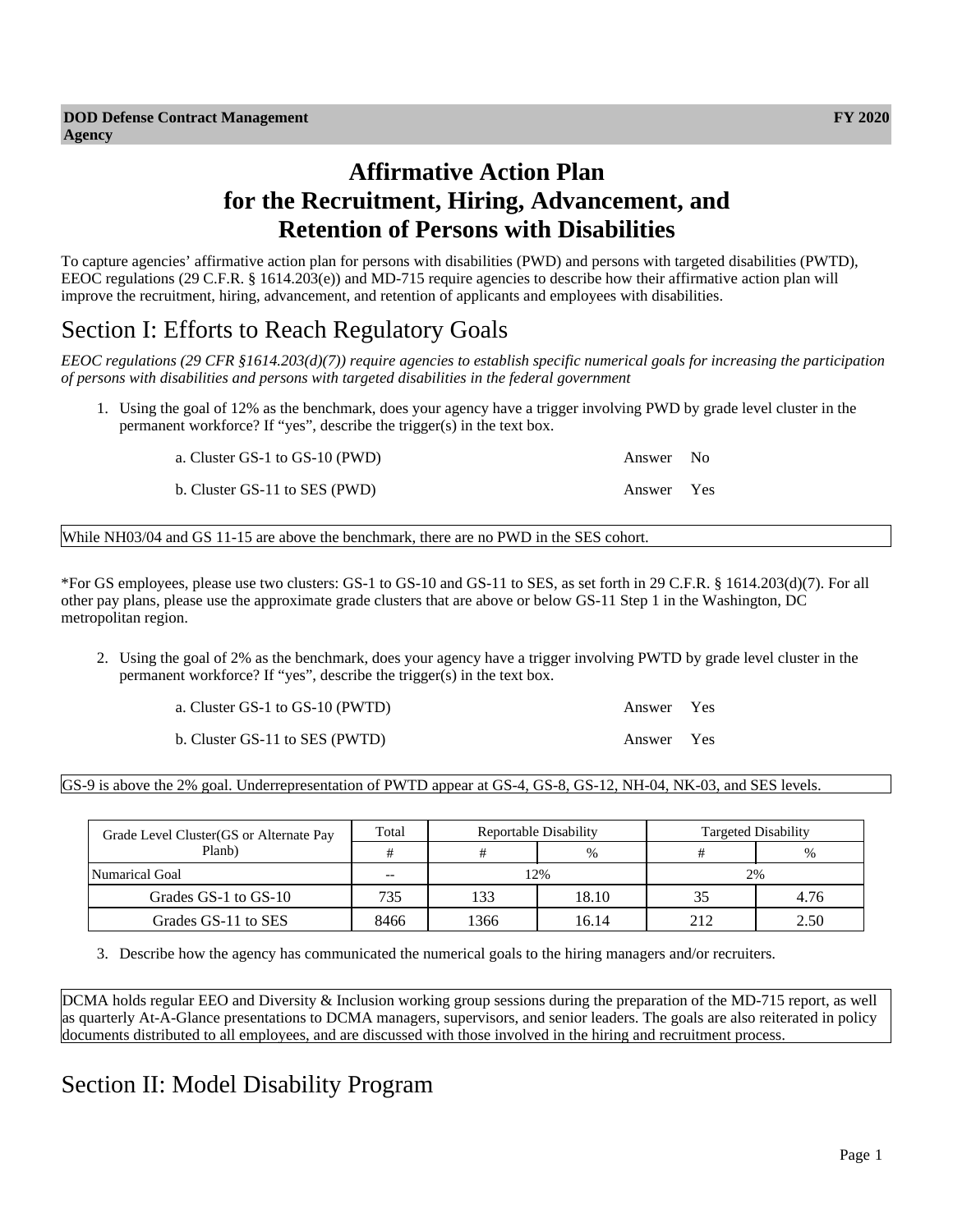**DOD Defense Contract Management Agency** **FY 2020**

# Affirmative Action Plan for the Recruitment, Hiring, Advancement, and Retention of Persons with Disabilities

To capture agencies' affirmative action plan for persons with disabilities (PWD) and persons with targeted disabilities (PWTD), EEOC regulations (29 C.F.R. § 1614.203(e)) and MD-715 require agencies to describe how their affirmative action plan will improve the recruitment, hiring, advancement, and retention of applicants and employees with disabilities.

## Section I: Efforts to Reach Regulatory Goals

*EEOC regulations (29 CFR §1614.203(d)(7)) require agencies to establish specific numerical goals for increasing the participation of persons with disabilities and persons with targeted disabilities in the federal government*

1. Using the goal of 12% as the benchmark, does your agency have a trigger involving PWD by grade level cluster in the permanent workforce? If "yes", describe the trigger(s) in the text box.

   a. Cluster GS-1 to GS-10 (PWD) Answer No

   b. Cluster GS-11 to SES (PWD) Answer Yes

While NH03/04 and GS 11-15 are above the benchmark, there are no PWD in the SES cohort.

*For GS employees, please use two clusters: GS-1 to GS-10 and GS-11 to SES, as set forth in 29 C.F.R. § 1614.203(d)(7). For all other pay plans, please use the approximate grade clusters that are above or below GS-11 Step 1 in the Washington, DC metropolitan region.

2. Using the goal of 2% as the benchmark, does your agency have a trigger involving PWTD by grade level cluster in the permanent workforce? If "yes", describe the trigger(s) in the text box.

   a. Cluster GS-1 to GS-10 (PWTD) Answer Yes

   b. Cluster GS-11 to SES (PWTD) Answer Yes

GS-9 is above the 2% goal. Underrepresentation of PWTD appear at GS-4, GS-8, GS-12, NH-04, NK-03, and SES levels.

| Grade Level Cluster(GS or Alternate Pay Planb) | Total | Reportable Disability | | Targeted Disability | |
|---|---|---|---|---|---|
| | # | # | % | # | % |
| Numarical Goal | -- | 12% | | 2% | |
| Grades GS-1 to GS-10 | 735 | 133 | 18.10 | 35 | 4.76 |
| Grades GS-11 to SES | 8466 | 1366 | 16.14 | 212 | 2.50 |

3. Describe how the agency has communicated the numerical goals to the hiring managers and/or recruiters.

DCMA holds regular EEO and Diversity & Inclusion working group sessions during the preparation of the MD-715 report, as well as quarterly At-A-Glance presentations to DCMA managers, supervisors, and senior leaders. The goals are also reiterated in policy documents distributed to all employees, and are discussed with those involved in the hiring and recruitment process.

## Section II: Model Disability Program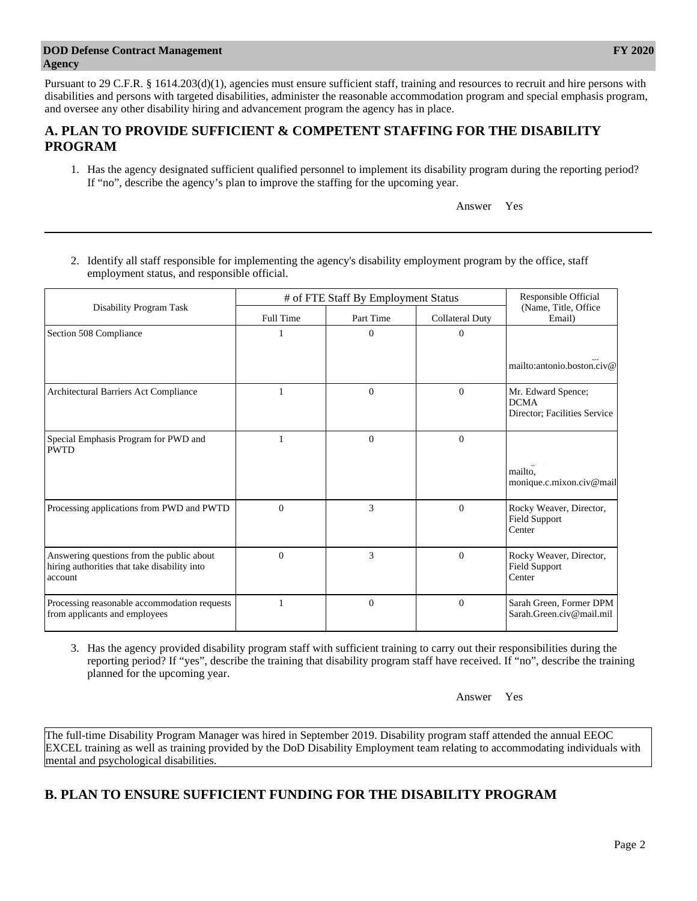Pursuant to 29 C.F.R. § 1614.203(d)(1), agencies must ensure sufficient staff, training and resources to recruit and hire persons with disabilities and persons with targeted disabilities, administer the reasonable accommodation program and special emphasis program, and oversee any other disability hiring and advancement program the agency has in place.

## A. PLAN TO PROVIDE SUFFICIENT & COMPETENT STAFFING FOR THE DISABILITY PROGRAM

1. Has the agency designated sufficient qualified personnel to implement its disability program during the reporting period? If "no", describe the agency's plan to improve the staffing for the upcoming year.

Answer Yes

2. Identify all staff responsible for implementing the agency's disability employment program by the office, staff employment status, and responsible official.

| Disability Program Task | # of FTE Staff By Employment Status | | | Responsible Official (Name, Title, Office Email) |
|---|---|---|---|---|
| | Full Time | Part Time | Collateral Duty | |
| Section 508 Compliance | 1 | 0 | 0 | mailto:antonio.boston.civ@ |
| Architectural Barriers Act Compliance | 1 | 0 | 0 | Mr. Edward Spence; DCMA Director; Facilities Service |
| Special Emphasis Program for PWD and PWTD | 1 | 0 | 0 | mailto, monique.c.mixon.civ@mail |
| Processing applications from PWD and PWTD | 0 | 3 | 0 | Rocky Weaver, Director, Field Support Center |
| Answering questions from the public about hiring authorities that take disability into account | 0 | 3 | 0 | Rocky Weaver, Director, Field Support Center |
| Processing reasonable accommodation requests from applicants and employees | 1 | 0 | 0 | Sarah Green, Former DPM Sarah.Green.civ@mail.mil |

3. Has the agency provided disability program staff with sufficient training to carry out their responsibilities during the reporting period? If "yes", describe the training that disability program staff have received. If "no", describe the training planned for the upcoming year.

Answer Yes

The full-time Disability Program Manager was hired in September 2019. Disability program staff attended the annual EEOC EXCEL training as well as training provided by the DoD Disability Employment team relating to accommodating individuals with mental and psychological disabilities.

## B. PLAN TO ENSURE SUFFICIENT FUNDING FOR THE DISABILITY PROGRAM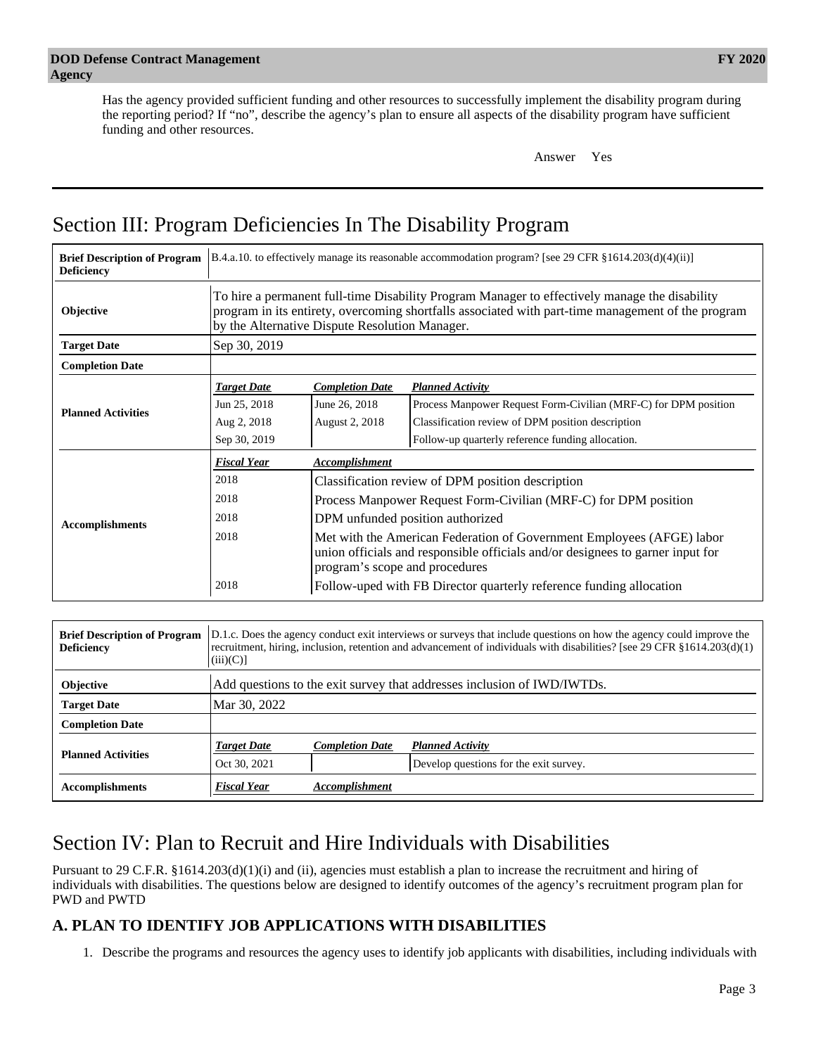Has the agency provided sufficient funding and other resources to successfully implement the disability program during the reporting period? If "no", describe the agency's plan to ensure all aspects of the disability program have sufficient funding and other resources.

Answer Yes

# Section III: Program Deficiencies In The Disability Program

| **Brief Description of Program Deficiency** | B.4.a.10. to effectively manage its reasonable accommodation program? [see 29 CFR §1614.203(d)(4)(ii)] | |
|---|---|---|
| **Objective** | To hire a permanent full-time Disability Program Manager to effectively manage the disability program in its entirety, overcoming shortfalls associated with part-time management of the program by the Alternative Dispute Resolution Manager. | |
| **Target Date** | Sep 30, 2019 | |
| **Completion Date** | | |

**Planned Activities**

| *Target Date* | *Completion Date* | *Planned Activity* |
|---|---|---|
| Jun 25, 2018 | June 26, 2018 | Process Manpower Request Form-Civilian (MRF-C) for DPM position |
| Aug 2, 2018 | August 2, 2018 | Classification review of DPM position description |
| Sep 30, 2019 | | Follow-up quarterly reference funding allocation. |

**Accomplishments**

| *Fiscal Year* | *Accomplishment* |
|---|---|
| 2018 | Classification review of DPM position description |
| 2018 | Process Manpower Request Form-Civilian (MRF-C) for DPM position |
| 2018 | DPM unfunded position authorized |
| 2018 | Met with the American Federation of Government Employees (AFGE) labor union officials and responsible officials and/or designees to garner input for program's scope and procedures |
| 2018 | Follow-uped with FB Director quarterly reference funding allocation |

| **Brief Description of Program Deficiency** | D.1.c. Does the agency conduct exit interviews or surveys that include questions on how the agency could improve the recruitment, hiring, inclusion, retention and advancement of individuals with disabilities? [see 29 CFR §1614.203(d)(1)(iii)(C)] |
|---|---|
| **Objective** | Add questions to the exit survey that addresses inclusion of IWD/IWTDs. |
| **Target Date** | Mar 30, 2022 |
| **Completion Date** | |

**Planned Activities**

| *Target Date* | *Completion Date* | *Planned Activity* |
|---|---|---|
| Oct 30, 2021 | | Develop questions for the exit survey. |

**Accomplishments**

| *Fiscal Year* | *Accomplishment* |
|---|---|

# Section IV: Plan to Recruit and Hire Individuals with Disabilities

Pursuant to 29 C.F.R. §1614.203(d)(1)(i) and (ii), agencies must establish a plan to increase the recruitment and hiring of individuals with disabilities. The questions below are designed to identify outcomes of the agency's recruitment program plan for PWD and PWTD

## A. PLAN TO IDENTIFY JOB APPLICATIONS WITH DISABILITIES

1. Describe the programs and resources the agency uses to identify job applicants with disabilities, including individuals with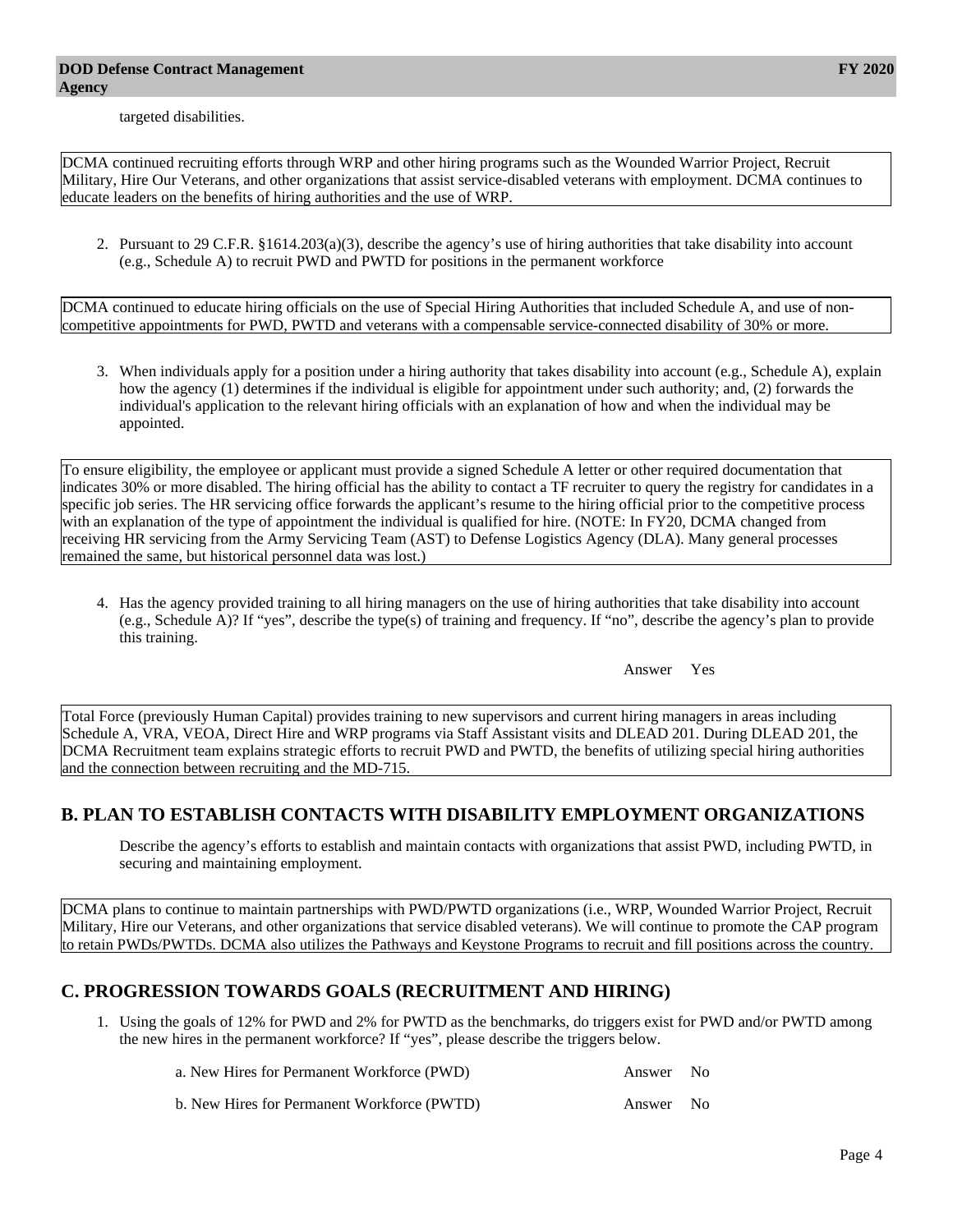targeted disabilities.

DCMA continued recruiting efforts through WRP and other hiring programs such as the Wounded Warrior Project, Recruit Military, Hire Our Veterans, and other organizations that assist service-disabled veterans with employment. DCMA continues to educate leaders on the benefits of hiring authorities and the use of WRP.

2. Pursuant to 29 C.F.R. §1614.203(a)(3), describe the agency's use of hiring authorities that take disability into account (e.g., Schedule A) to recruit PWD and PWTD for positions in the permanent workforce

DCMA continued to educate hiring officials on the use of Special Hiring Authorities that included Schedule A, and use of non-competitive appointments for PWD, PWTD and veterans with a compensable service-connected disability of 30% or more.

3. When individuals apply for a position under a hiring authority that takes disability into account (e.g., Schedule A), explain how the agency (1) determines if the individual is eligible for appointment under such authority; and, (2) forwards the individual's application to the relevant hiring officials with an explanation of how and when the individual may be appointed.

To ensure eligibility, the employee or applicant must provide a signed Schedule A letter or other required documentation that indicates 30% or more disabled. The hiring official has the ability to contact a TF recruiter to query the registry for candidates in a specific job series. The HR servicing office forwards the applicant's resume to the hiring official prior to the competitive process with an explanation of the type of appointment the individual is qualified for hire. (NOTE: In FY20, DCMA changed from receiving HR servicing from the Army Servicing Team (AST) to Defense Logistics Agency (DLA). Many general processes remained the same, but historical personnel data was lost.)

4. Has the agency provided training to all hiring managers on the use of hiring authorities that take disability into account (e.g., Schedule A)? If "yes", describe the type(s) of training and frequency. If "no", describe the agency's plan to provide this training.

Answer Yes

Total Force (previously Human Capital) provides training to new supervisors and current hiring managers in areas including Schedule A, VRA, VEOA, Direct Hire and WRP programs via Staff Assistant visits and DLEAD 201. During DLEAD 201, the DCMA Recruitment team explains strategic efforts to recruit PWD and PWTD, the benefits of utilizing special hiring authorities and the connection between recruiting and the MD-715.

## B. PLAN TO ESTABLISH CONTACTS WITH DISABILITY EMPLOYMENT ORGANIZATIONS

Describe the agency's efforts to establish and maintain contacts with organizations that assist PWD, including PWTD, in securing and maintaining employment.

DCMA plans to continue to maintain partnerships with PWD/PWTD organizations (i.e., WRP, Wounded Warrior Project, Recruit Military, Hire our Veterans, and other organizations that service disabled veterans). We will continue to promote the CAP program to retain PWDs/PWTDs. DCMA also utilizes the Pathways and Keystone Programs to recruit and fill positions across the country.

## C. PROGRESSION TOWARDS GOALS (RECRUITMENT AND HIRING)

1. Using the goals of 12% for PWD and 2% for PWTD as the benchmarks, do triggers exist for PWD and/or PWTD among the new hires in the permanent workforce? If "yes", please describe the triggers below.

a. New Hires for Permanent Workforce (PWD) Answer No

b. New Hires for Permanent Workforce (PWTD) Answer No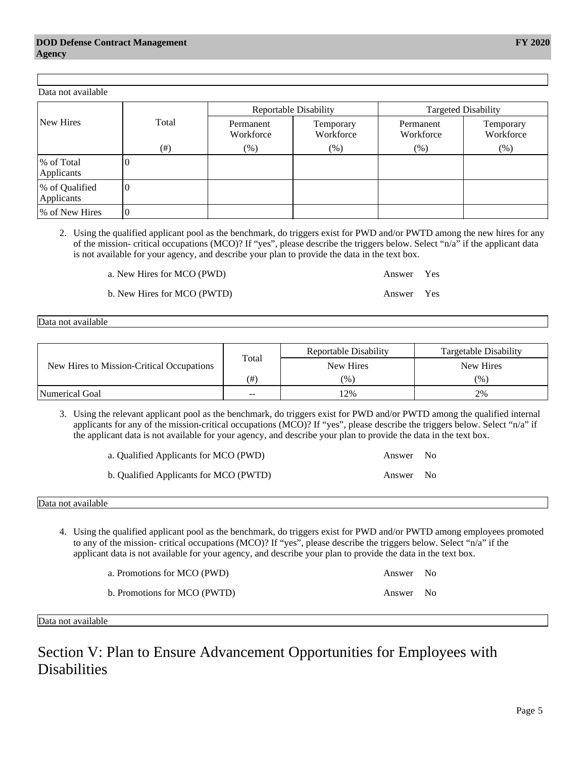Data not available

| New Hires | Total | Reportable Disability | | Targeted Disability | |
|---|---|---|---|---|---|
| | | Permanent Workforce | Temporary Workforce | Permanent Workforce | Temporary Workforce |
| | (#) | (%) | (%) | (%) | (%) |
| % of Total Applicants | 0 | | | | |
| % of Qualified Applicants | 0 | | | | |
| % of New Hires | 0 | | | | |

2. Using the qualified applicant pool as the benchmark, do triggers exist for PWD and/or PWTD among the new hires for any of the mission- critical occupations (MCO)? If "yes", please describe the triggers below. Select "n/a" if the applicant data is not available for your agency, and describe your plan to provide the data in the text box.

   a. New Hires for MCO (PWD) Answer Yes

   b. New Hires for MCO (PWTD) Answer Yes

Data not available

| New Hires to Mission-Critical Occupations | Total | Reportable Disability | Targetable Disability |
|---|---|---|---|
| | | New Hires | New Hires |
| | (#) | (%) | (%) |
| Numerical Goal | -- | 12% | 2% |

3. Using the relevant applicant pool as the benchmark, do triggers exist for PWD and/or PWTD among the qualified internal applicants for any of the mission-critical occupations (MCO)? If "yes", please describe the triggers below. Select "n/a" if the applicant data is not available for your agency, and describe your plan to provide the data in the text box.

   a. Qualified Applicants for MCO (PWD) Answer No

   b. Qualified Applicants for MCO (PWTD) Answer No

Data not available

4. Using the qualified applicant pool as the benchmark, do triggers exist for PWD and/or PWTD among employees promoted to any of the mission- critical occupations (MCO)? If "yes", please describe the triggers below. Select "n/a" if the applicant data is not available for your agency, and describe your plan to provide the data in the text box.

   a. Promotions for MCO (PWD) Answer No

   b. Promotions for MCO (PWTD) Answer No

Data not available

# Section V: Plan to Ensure Advancement Opportunities for Employees with Disabilities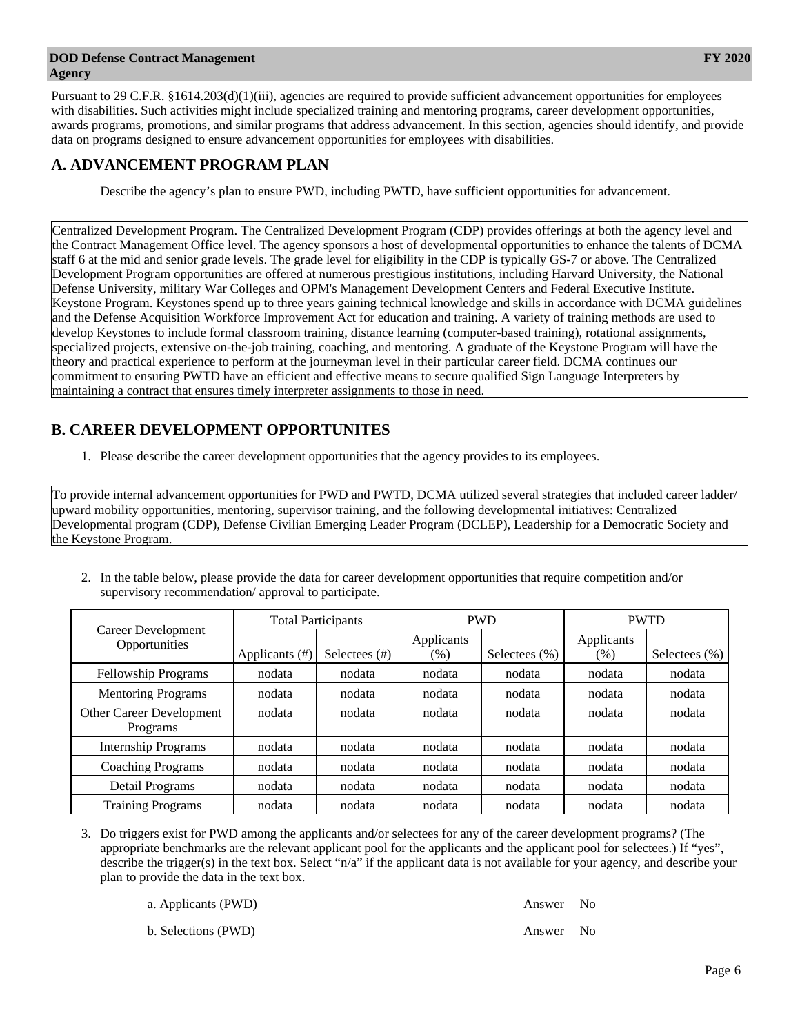Pursuant to 29 C.F.R. §1614.203(d)(1)(iii), agencies are required to provide sufficient advancement opportunities for employees with disabilities. Such activities might include specialized training and mentoring programs, career development opportunities, awards programs, promotions, and similar programs that address advancement. In this section, agencies should identify, and provide data on programs designed to ensure advancement opportunities for employees with disabilities.

## A. ADVANCEMENT PROGRAM PLAN

Describe the agency's plan to ensure PWD, including PWTD, have sufficient opportunities for advancement.

Centralized Development Program. The Centralized Development Program (CDP) provides offerings at both the agency level and the Contract Management Office level. The agency sponsors a host of developmental opportunities to enhance the talents of DCMA staff 6 at the mid and senior grade levels. The grade level for eligibility in the CDP is typically GS-7 or above. The Centralized Development Program opportunities are offered at numerous prestigious institutions, including Harvard University, the National Defense University, military War Colleges and OPM's Management Development Centers and Federal Executive Institute. Keystone Program. Keystones spend up to three years gaining technical knowledge and skills in accordance with DCMA guidelines and the Defense Acquisition Workforce Improvement Act for education and training. A variety of training methods are used to develop Keystones to include formal classroom training, distance learning (computer-based training), rotational assignments, specialized projects, extensive on-the-job training, coaching, and mentoring. A graduate of the Keystone Program will have the theory and practical experience to perform at the journeyman level in their particular career field. DCMA continues our commitment to ensuring PWTD have an efficient and effective means to secure qualified Sign Language Interpreters by maintaining a contract that ensures timely interpreter assignments to those in need.

## B. CAREER DEVELOPMENT OPPORTUNITES

1. Please describe the career development opportunities that the agency provides to its employees.

To provide internal advancement opportunities for PWD and PWTD, DCMA utilized several strategies that included career ladder/ upward mobility opportunities, mentoring, supervisor training, and the following developmental initiatives: Centralized Developmental program (CDP), Defense Civilian Emerging Leader Program (DCLEP), Leadership for a Democratic Society and the Keystone Program.

2. In the table below, please provide the data for career development opportunities that require competition and/or supervisory recommendation/ approval to participate.

| Career Development Opportunities | Total Participants | | PWD | | PWTD | |
|---|---|---|---|---|---|---|
| | Applicants (#) | Selectees (#) | Applicants (%) | Selectees (%) | Applicants (%) | Selectees (%) |
| Fellowship Programs | nodata | nodata | nodata | nodata | nodata | nodata |
| Mentoring Programs | nodata | nodata | nodata | nodata | nodata | nodata |
| Other Career Development Programs | nodata | nodata | nodata | nodata | nodata | nodata |
| Internship Programs | nodata | nodata | nodata | nodata | nodata | nodata |
| Coaching Programs | nodata | nodata | nodata | nodata | nodata | nodata |
| Detail Programs | nodata | nodata | nodata | nodata | nodata | nodata |
| Training Programs | nodata | nodata | nodata | nodata | nodata | nodata |

3. Do triggers exist for PWD among the applicants and/or selectees for any of the career development programs? (The appropriate benchmarks are the relevant applicant pool for the applicants and the applicant pool for selectees.) If "yes", describe the trigger(s) in the text box. Select "n/a" if the applicant data is not available for your agency, and describe your plan to provide the data in the text box.

   a. Applicants (PWD) Answer No

   b. Selections (PWD) Answer No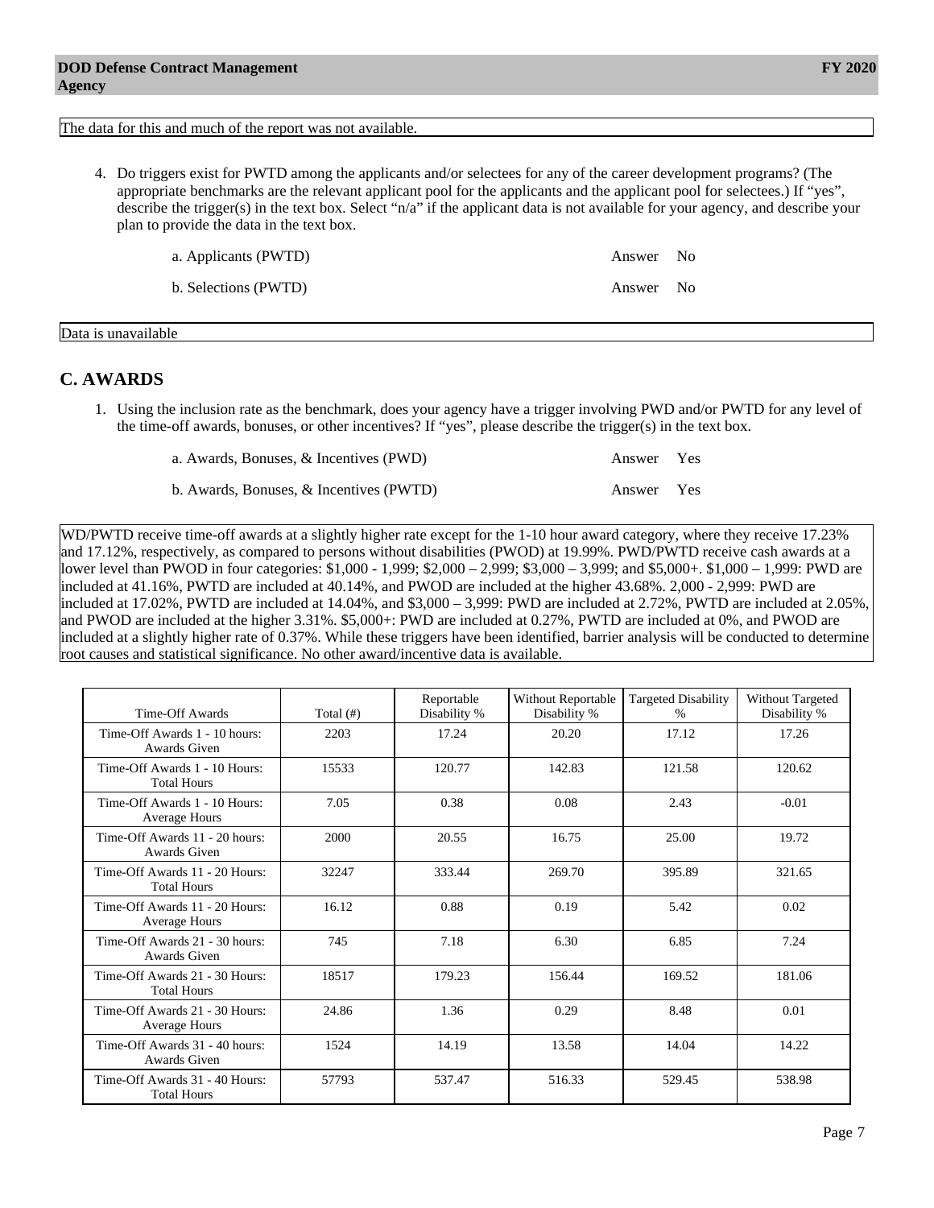The data for this and much of the report was not available.

4. Do triggers exist for PWTD among the applicants and/or selectees for any of the career development programs? (The appropriate benchmarks are the relevant applicant pool for the applicants and the applicant pool for selectees.) If "yes", describe the trigger(s) in the text box. Select "n/a" if the applicant data is not available for your agency, and describe your plan to provide the data in the text box.

   a. Applicants (PWTD) Answer No

   b. Selections (PWTD) Answer No

Data is unavailable

## C. AWARDS

1. Using the inclusion rate as the benchmark, does your agency have a trigger involving PWD and/or PWTD for any level of the time-off awards, bonuses, or other incentives? If "yes", please describe the trigger(s) in the text box.

   a. Awards, Bonuses, & Incentives (PWD) Answer Yes

   b. Awards, Bonuses, & Incentives (PWTD) Answer Yes

WD/PWTD receive time-off awards at a slightly higher rate except for the 1-10 hour award category, where they receive 17.23% and 17.12%, respectively, as compared to persons without disabilities (PWOD) at 19.99%. PWD/PWTD receive cash awards at a lower level than PWOD in four categories: $1,000 - 1,999; $2,000 – 2,999; $3,000 – 3,999; and $5,000+. $1,000 – 1,999: PWD are included at 41.16%, PWTD are included at 40.14%, and PWOD are included at the higher 43.68%. 2,000 - 2,999: PWD are included at 17.02%, PWTD are included at 14.04%, and $3,000 – 3,999: PWD are included at 2.72%, PWTD are included at 2.05%, and PWOD are included at the higher 3.31%. $5,000+: PWD are included at 0.27%, PWTD are included at 0%, and PWOD are included at a slightly higher rate of 0.37%. While these triggers have been identified, barrier analysis will be conducted to determine root causes and statistical significance. No other award/incentive data is available.

| Time-Off Awards | Total (#) | Reportable Disability % | Without Reportable Disability % | Targeted Disability % | Without Targeted Disability % |
|---|---|---|---|---|---|
| Time-Off Awards 1 - 10 hours: Awards Given | 2203 | 17.24 | 20.20 | 17.12 | 17.26 |
| Time-Off Awards 1 - 10 Hours: Total Hours | 15533 | 120.77 | 142.83 | 121.58 | 120.62 |
| Time-Off Awards 1 - 10 Hours: Average Hours | 7.05 | 0.38 | 0.08 | 2.43 | -0.01 |
| Time-Off Awards 11 - 20 hours: Awards Given | 2000 | 20.55 | 16.75 | 25.00 | 19.72 |
| Time-Off Awards 11 - 20 Hours: Total Hours | 32247 | 333.44 | 269.70 | 395.89 | 321.65 |
| Time-Off Awards 11 - 20 Hours: Average Hours | 16.12 | 0.88 | 0.19 | 5.42 | 0.02 |
| Time-Off Awards 21 - 30 hours: Awards Given | 745 | 7.18 | 6.30 | 6.85 | 7.24 |
| Time-Off Awards 21 - 30 Hours: Total Hours | 18517 | 179.23 | 156.44 | 169.52 | 181.06 |
| Time-Off Awards 21 - 30 Hours: Average Hours | 24.86 | 1.36 | 0.29 | 8.48 | 0.01 |
| Time-Off Awards 31 - 40 hours: Awards Given | 1524 | 14.19 | 13.58 | 14.04 | 14.22 |
| Time-Off Awards 31 - 40 Hours: Total Hours | 57793 | 537.47 | 516.33 | 529.45 | 538.98 |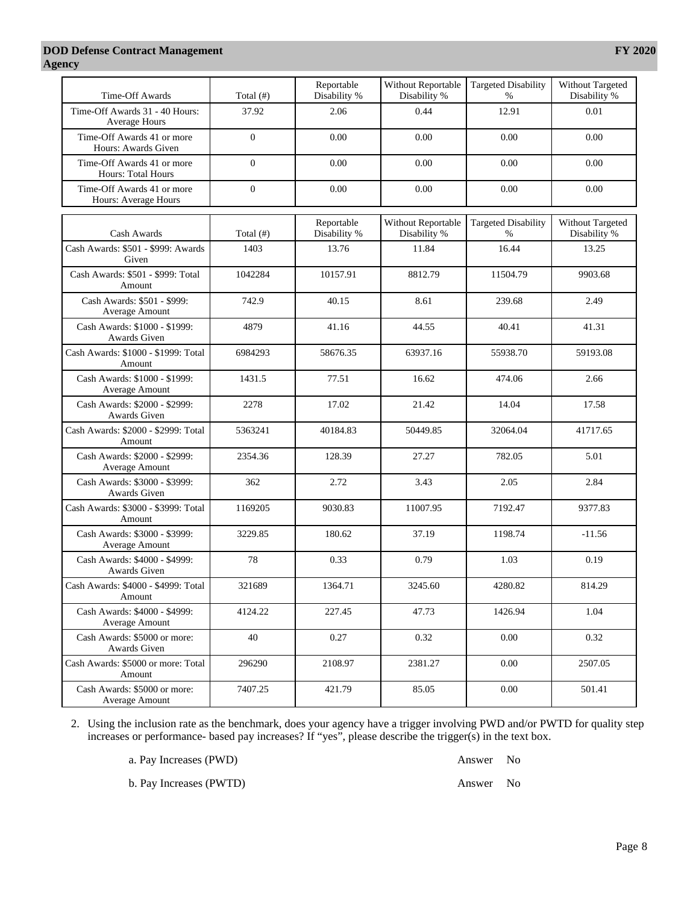| Time-Off Awards | Total (#) | Reportable Disability % | Without Reportable Disability % | Targeted Disability % | Without Targeted Disability % |
|---|---|---|---|---|---|
| Time-Off Awards 31 - 40 Hours: Average Hours | 37.92 | 2.06 | 0.44 | 12.91 | 0.01 |
| Time-Off Awards 41 or more Hours: Awards Given | 0 | 0.00 | 0.00 | 0.00 | 0.00 |
| Time-Off Awards 41 or more Hours: Total Hours | 0 | 0.00 | 0.00 | 0.00 | 0.00 |
| Time-Off Awards 41 or more Hours: Average Hours | 0 | 0.00 | 0.00 | 0.00 | 0.00 |

| Cash Awards | Total (#) | Reportable Disability % | Without Reportable Disability % | Targeted Disability % | Without Targeted Disability % |
|---|---|---|---|---|---|
| Cash Awards: $501 - $999: Awards Given | 1403 | 13.76 | 11.84 | 16.44 | 13.25 |
| Cash Awards: $501 - $999: Total Amount | 1042284 | 10157.91 | 8812.79 | 11504.79 | 9903.68 |
| Cash Awards: $501 - $999: Average Amount | 742.9 | 40.15 | 8.61 | 239.68 | 2.49 |
| Cash Awards: $1000 - $1999: Awards Given | 4879 | 41.16 | 44.55 | 40.41 | 41.31 |
| Cash Awards: $1000 - $1999: Total Amount | 6984293 | 58676.35 | 63937.16 | 55938.70 | 59193.08 |
| Cash Awards: $1000 - $1999: Average Amount | 1431.5 | 77.51 | 16.62 | 474.06 | 2.66 |
| Cash Awards: $2000 - $2999: Awards Given | 2278 | 17.02 | 21.42 | 14.04 | 17.58 |
| Cash Awards: $2000 - $2999: Total Amount | 5363241 | 40184.83 | 50449.85 | 32064.04 | 41717.65 |
| Cash Awards: $2000 - $2999: Average Amount | 2354.36 | 128.39 | 27.27 | 782.05 | 5.01 |
| Cash Awards: $3000 - $3999: Awards Given | 362 | 2.72 | 3.43 | 2.05 | 2.84 |
| Cash Awards: $3000 - $3999: Total Amount | 1169205 | 9030.83 | 11007.95 | 7192.47 | 9377.83 |
| Cash Awards: $3000 - $3999: Average Amount | 3229.85 | 180.62 | 37.19 | 1198.74 | -11.56 |
| Cash Awards: $4000 - $4999: Awards Given | 78 | 0.33 | 0.79 | 1.03 | 0.19 |
| Cash Awards: $4000 - $4999: Total Amount | 321689 | 1364.71 | 3245.60 | 4280.82 | 814.29 |
| Cash Awards: $4000 - $4999: Average Amount | 4124.22 | 227.45 | 47.73 | 1426.94 | 1.04 |
| Cash Awards: $5000 or more: Awards Given | 40 | 0.27 | 0.32 | 0.00 | 0.32 |
| Cash Awards: $5000 or more: Total Amount | 296290 | 2108.97 | 2381.27 | 0.00 | 2507.05 |
| Cash Awards: $5000 or more: Average Amount | 7407.25 | 421.79 | 85.05 | 0.00 | 501.41 |

2. Using the inclusion rate as the benchmark, does your agency have a trigger involving PWD and/or PWTD for quality step increases or performance- based pay increases? If "yes", please describe the trigger(s) in the text box.

a. Pay Increases (PWD) Answer No

b. Pay Increases (PWTD) Answer No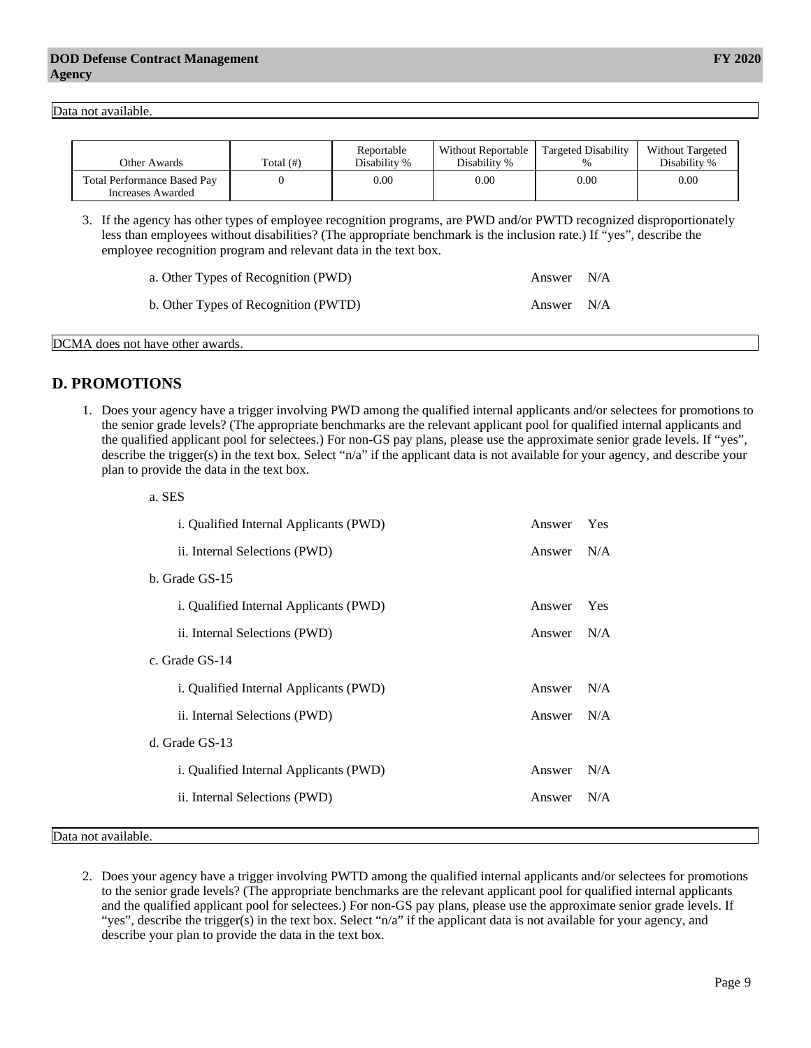Data not available.

| Other Awards | Total (#) | Reportable Disability % | Without Reportable Disability % | Targeted Disability % | Without Targeted Disability % |
|---|---|---|---|---|---|
| Total Performance Based Pay Increases Awarded | 0 | 0.00 | 0.00 | 0.00 | 0.00 |

3. If the agency has other types of employee recognition programs, are PWD and/or PWTD recognized disproportionately less than employees without disabilities? (The appropriate benchmark is the inclusion rate.) If "yes", describe the employee recognition program and relevant data in the text box.

   a. Other Types of Recognition (PWD) Answer N/A

   b. Other Types of Recognition (PWTD) Answer N/A

DCMA does not have other awards.

## D. PROMOTIONS

1. Does your agency have a trigger involving PWD among the qualified internal applicants and/or selectees for promotions to the senior grade levels? (The appropriate benchmarks are the relevant applicant pool for qualified internal applicants and the qualified applicant pool for selectees.) For non-GS pay plans, please use the approximate senior grade levels. If "yes", describe the trigger(s) in the text box. Select "n/a" if the applicant data is not available for your agency, and describe your plan to provide the data in the text box.

   a. SES

   i. Qualified Internal Applicants (PWD) Answer Yes

   ii. Internal Selections (PWD) Answer N/A

   b. Grade GS-15

   i. Qualified Internal Applicants (PWD) Answer Yes

   ii. Internal Selections (PWD) Answer N/A

   c. Grade GS-14

   i. Qualified Internal Applicants (PWD) Answer N/A

   ii. Internal Selections (PWD) Answer N/A

   d. Grade GS-13

   i. Qualified Internal Applicants (PWD) Answer N/A

   ii. Internal Selections (PWD) Answer N/A

Data not available.

2. Does your agency have a trigger involving PWTD among the qualified internal applicants and/or selectees for promotions to the senior grade levels? (The appropriate benchmarks are the relevant applicant pool for qualified internal applicants and the qualified applicant pool for selectees.) For non-GS pay plans, please use the approximate senior grade levels. If "yes", describe the trigger(s) in the text box. Select "n/a" if the applicant data is not available for your agency, and describe your plan to provide the data in the text box.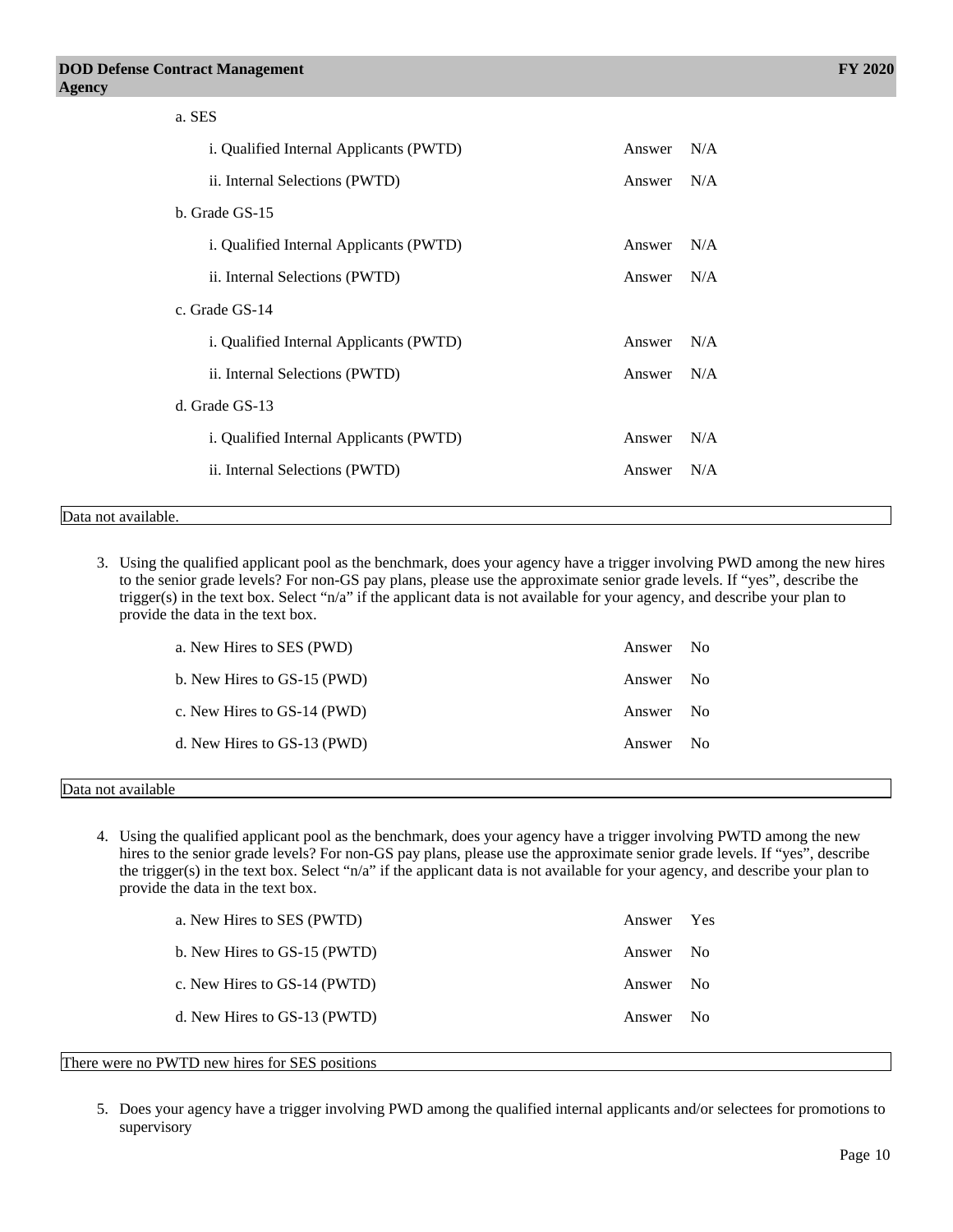a. SES

i. Qualified Internal Applicants (PWTD) Answer N/A

ii. Internal Selections (PWTD) Answer N/A

b. Grade GS-15

i. Qualified Internal Applicants (PWTD) Answer N/A

ii. Internal Selections (PWTD) Answer N/A

c. Grade GS-14

i. Qualified Internal Applicants (PWTD) Answer N/A

ii. Internal Selections (PWTD) Answer N/A

d. Grade GS-13

i. Qualified Internal Applicants (PWTD) Answer N/A

ii. Internal Selections (PWTD) Answer N/A

Data not available.

3. Using the qualified applicant pool as the benchmark, does your agency have a trigger involving PWD among the new hires to the senior grade levels? For non-GS pay plans, please use the approximate senior grade levels. If "yes", describe the trigger(s) in the text box. Select "n/a" if the applicant data is not available for your agency, and describe your plan to provide the data in the text box.

a. New Hires to SES (PWD) Answer No

b. New Hires to GS-15 (PWD) Answer No

c. New Hires to GS-14 (PWD) Answer No

d. New Hires to GS-13 (PWD) Answer No

Data not available

4. Using the qualified applicant pool as the benchmark, does your agency have a trigger involving PWTD among the new hires to the senior grade levels? For non-GS pay plans, please use the approximate senior grade levels. If "yes", describe the trigger(s) in the text box. Select "n/a" if the applicant data is not available for your agency, and describe your plan to provide the data in the text box.

a. New Hires to SES (PWTD) Answer Yes

b. New Hires to GS-15 (PWTD) Answer No

c. New Hires to GS-14 (PWTD) Answer No

d. New Hires to GS-13 (PWTD) Answer No

There were no PWTD new hires for SES positions

5. Does your agency have a trigger involving PWD among the qualified internal applicants and/or selectees for promotions to supervisory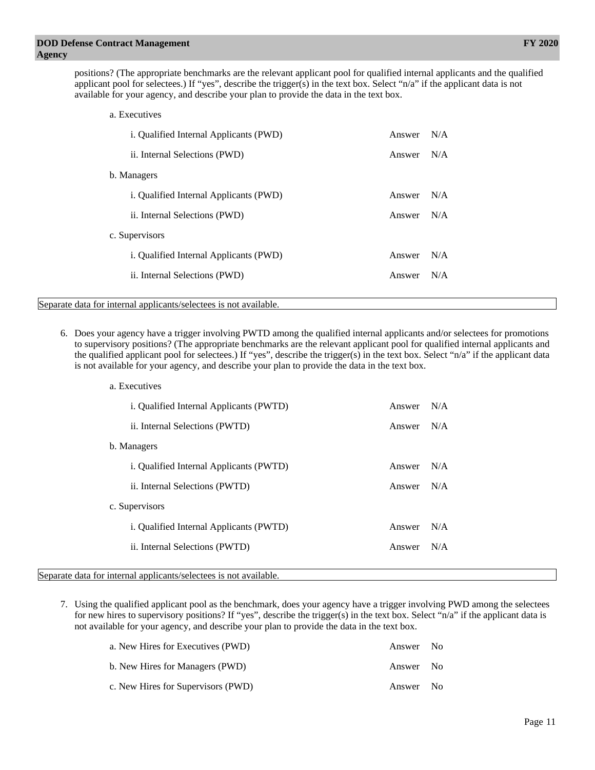positions? (The appropriate benchmarks are the relevant applicant pool for qualified internal applicants and the qualified applicant pool for selectees.) If "yes", describe the trigger(s) in the text box. Select "n/a" if the applicant data is not available for your agency, and describe your plan to provide the data in the text box.

a. Executives

i. Qualified Internal Applicants (PWD) — Answer N/A

ii. Internal Selections (PWD) — Answer N/A

b. Managers

i. Qualified Internal Applicants (PWD) — Answer N/A

ii. Internal Selections (PWD) — Answer N/A

c. Supervisors

i. Qualified Internal Applicants (PWD) — Answer N/A

ii. Internal Selections (PWD) — Answer N/A

Separate data for internal applicants/selectees is not available.

6. Does your agency have a trigger involving PWTD among the qualified internal applicants and/or selectees for promotions to supervisory positions? (The appropriate benchmarks are the relevant applicant pool for qualified internal applicants and the qualified applicant pool for selectees.) If "yes", describe the trigger(s) in the text box. Select "n/a" if the applicant data is not available for your agency, and describe your plan to provide the data in the text box.

a. Executives

i. Qualified Internal Applicants (PWTD) — Answer N/A

ii. Internal Selections (PWTD) — Answer N/A

b. Managers

i. Qualified Internal Applicants (PWTD) — Answer N/A

ii. Internal Selections (PWTD) — Answer N/A

c. Supervisors

i. Qualified Internal Applicants (PWTD) — Answer N/A

ii. Internal Selections (PWTD) — Answer N/A

Separate data for internal applicants/selectees is not available.

7. Using the qualified applicant pool as the benchmark, does your agency have a trigger involving PWD among the selectees for new hires to supervisory positions? If "yes", describe the trigger(s) in the text box. Select "n/a" if the applicant data is not available for your agency, and describe your plan to provide the data in the text box.

a. New Hires for Executives (PWD) — Answer No

b. New Hires for Managers (PWD) — Answer No

c. New Hires for Supervisors (PWD) — Answer No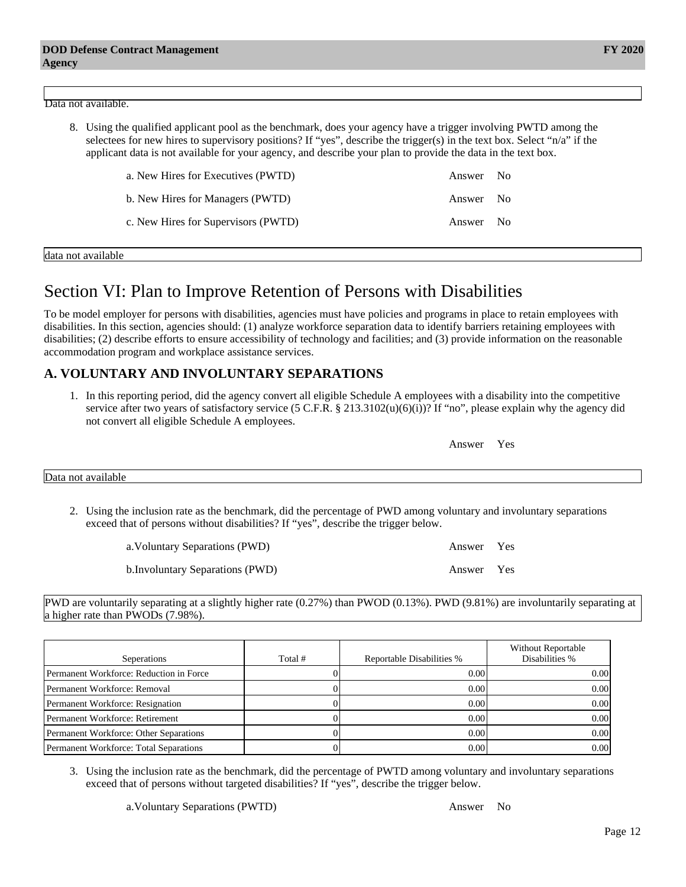Data not available.

8. Using the qualified applicant pool as the benchmark, does your agency have a trigger involving PWTD among the selectees for new hires to supervisory positions? If "yes", describe the trigger(s) in the text box. Select "n/a" if the applicant data is not available for your agency, and describe your plan to provide the data in the text box.

   a. New Hires for Executives (PWTD) — Answer No

   b. New Hires for Managers (PWTD) — Answer No

   c. New Hires for Supervisors (PWTD) — Answer No

data not available

# Section VI: Plan to Improve Retention of Persons with Disabilities

To be model employer for persons with disabilities, agencies must have policies and programs in place to retain employees with disabilities. In this section, agencies should: (1) analyze workforce separation data to identify barriers retaining employees with disabilities; (2) describe efforts to ensure accessibility of technology and facilities; and (3) provide information on the reasonable accommodation program and workplace assistance services.

## A. VOLUNTARY AND INVOLUNTARY SEPARATIONS

1. In this reporting period, did the agency convert all eligible Schedule A employees with a disability into the competitive service after two years of satisfactory service (5 C.F.R. § 213.3102(u)(6)(i))? If "no", please explain why the agency did not convert all eligible Schedule A employees.

   Answer Yes

Data not available

2. Using the inclusion rate as the benchmark, did the percentage of PWD among voluntary and involuntary separations exceed that of persons without disabilities? If "yes", describe the trigger below.

   a. Voluntary Separations (PWD) — Answer Yes

   b. Involuntary Separations (PWD) — Answer Yes

PWD are voluntarily separating at a slightly higher rate (0.27%) than PWOD (0.13%). PWD (9.81%) are involuntarily separating at a higher rate than PWODs (7.98%).

| Seperations | Total # | Reportable Disabilities % | Without Reportable Disabilities % |
|---|---|---|---|
| Permanent Workforce: Reduction in Force | 0 | 0.00 | 0.00 |
| Permanent Workforce: Removal | 0 | 0.00 | 0.00 |
| Permanent Workforce: Resignation | 0 | 0.00 | 0.00 |
| Permanent Workforce: Retirement | 0 | 0.00 | 0.00 |
| Permanent Workforce: Other Separations | 0 | 0.00 | 0.00 |
| Permanent Workforce: Total Separations | 0 | 0.00 | 0.00 |

3. Using the inclusion rate as the benchmark, did the percentage of PWTD among voluntary and involuntary separations exceed that of persons without targeted disabilities? If "yes", describe the trigger below.

   a. Voluntary Separations (PWTD) — Answer No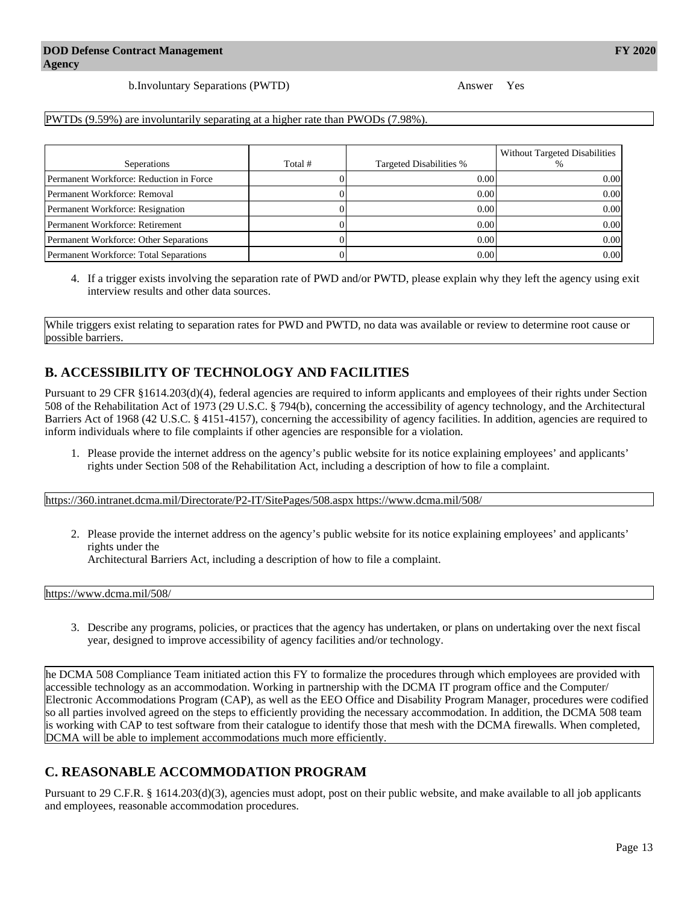b.Involuntary Separations (PWTD) Answer Yes

PWTDs (9.59%) are involuntarily separating at a higher rate than PWODs (7.98%).

| Seperations | Total # | Targeted Disabilities % | Without Targeted Disabilities % |
|---|---|---|---|
| Permanent Workforce: Reduction in Force | 0 | 0.00 | 0.00 |
| Permanent Workforce: Removal | 0 | 0.00 | 0.00 |
| Permanent Workforce: Resignation | 0 | 0.00 | 0.00 |
| Permanent Workforce: Retirement | 0 | 0.00 | 0.00 |
| Permanent Workforce: Other Separations | 0 | 0.00 | 0.00 |
| Permanent Workforce: Total Separations | 0 | 0.00 | 0.00 |

4. If a trigger exists involving the separation rate of PWD and/or PWTD, please explain why they left the agency using exit interview results and other data sources.

While triggers exist relating to separation rates for PWD and PWTD, no data was available or review to determine root cause or possible barriers.

## B. ACCESSIBILITY OF TECHNOLOGY AND FACILITIES

Pursuant to 29 CFR §1614.203(d)(4), federal agencies are required to inform applicants and employees of their rights under Section 508 of the Rehabilitation Act of 1973 (29 U.S.C. § 794(b), concerning the accessibility of agency technology, and the Architectural Barriers Act of 1968 (42 U.S.C. § 4151-4157), concerning the accessibility of agency facilities. In addition, agencies are required to inform individuals where to file complaints if other agencies are responsible for a violation.

1. Please provide the internet address on the agency's public website for its notice explaining employees' and applicants' rights under Section 508 of the Rehabilitation Act, including a description of how to file a complaint.

https://360.intranet.dcma.mil/Directorate/P2-IT/SitePages/508.aspx https://www.dcma.mil/508/

2. Please provide the internet address on the agency's public website for its notice explaining employees' and applicants' rights under the
   Architectural Barriers Act, including a description of how to file a complaint.

https://www.dcma.mil/508/

3. Describe any programs, policies, or practices that the agency has undertaken, or plans on undertaking over the next fiscal year, designed to improve accessibility of agency facilities and/or technology.

he DCMA 508 Compliance Team initiated action this FY to formalize the procedures through which employees are provided with accessible technology as an accommodation. Working in partnership with the DCMA IT program office and the Computer/ Electronic Accommodations Program (CAP), as well as the EEO Office and Disability Program Manager, procedures were codified so all parties involved agreed on the steps to efficiently providing the necessary accommodation. In addition, the DCMA 508 team is working with CAP to test software from their catalogue to identify those that mesh with the DCMA firewalls. When completed, DCMA will be able to implement accommodations much more efficiently.

## C. REASONABLE ACCOMMODATION PROGRAM

Pursuant to 29 C.F.R. § 1614.203(d)(3), agencies must adopt, post on their public website, and make available to all job applicants and employees, reasonable accommodation procedures.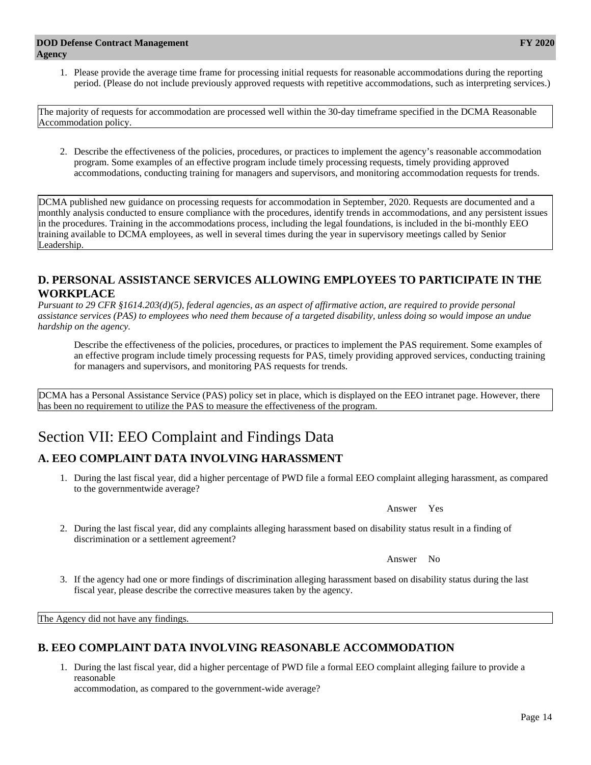1. Please provide the average time frame for processing initial requests for reasonable accommodations during the reporting period. (Please do not include previously approved requests with repetitive accommodations, such as interpreting services.)

The majority of requests for accommodation are processed well within the 30-day timeframe specified in the DCMA Reasonable Accommodation policy.

2. Describe the effectiveness of the policies, procedures, or practices to implement the agency's reasonable accommodation program. Some examples of an effective program include timely processing requests, timely providing approved accommodations, conducting training for managers and supervisors, and monitoring accommodation requests for trends.

DCMA published new guidance on processing requests for accommodation in September, 2020. Requests are documented and a monthly analysis conducted to ensure compliance with the procedures, identify trends in accommodations, and any persistent issues in the procedures. Training in the accommodations process, including the legal foundations, is included in the bi-monthly EEO training available to DCMA employees, as well in several times during the year in supervisory meetings called by Senior Leadership.

### D. PERSONAL ASSISTANCE SERVICES ALLOWING EMPLOYEES TO PARTICIPATE IN THE WORKPLACE

*Pursuant to 29 CFR §1614.203(d)(5), federal agencies, as an aspect of affirmative action, are required to provide personal assistance services (PAS) to employees who need them because of a targeted disability, unless doing so would impose an undue hardship on the agency.*

Describe the effectiveness of the policies, procedures, or practices to implement the PAS requirement. Some examples of an effective program include timely processing requests for PAS, timely providing approved services, conducting training for managers and supervisors, and monitoring PAS requests for trends.

DCMA has a Personal Assistance Service (PAS) policy set in place, which is displayed on the EEO intranet page. However, there has been no requirement to utilize the PAS to measure the effectiveness of the program.

# Section VII: EEO Complaint and Findings Data

### A. EEO COMPLAINT DATA INVOLVING HARASSMENT

1. During the last fiscal year, did a higher percentage of PWD file a formal EEO complaint alleging harassment, as compared to the governmentwide average?

Answer Yes

2. During the last fiscal year, did any complaints alleging harassment based on disability status result in a finding of discrimination or a settlement agreement?

Answer No

3. If the agency had one or more findings of discrimination alleging harassment based on disability status during the last fiscal year, please describe the corrective measures taken by the agency.

The Agency did not have any findings.

### B. EEO COMPLAINT DATA INVOLVING REASONABLE ACCOMMODATION

1. During the last fiscal year, did a higher percentage of PWD file a formal EEO complaint alleging failure to provide a reasonable accommodation, as compared to the government-wide average?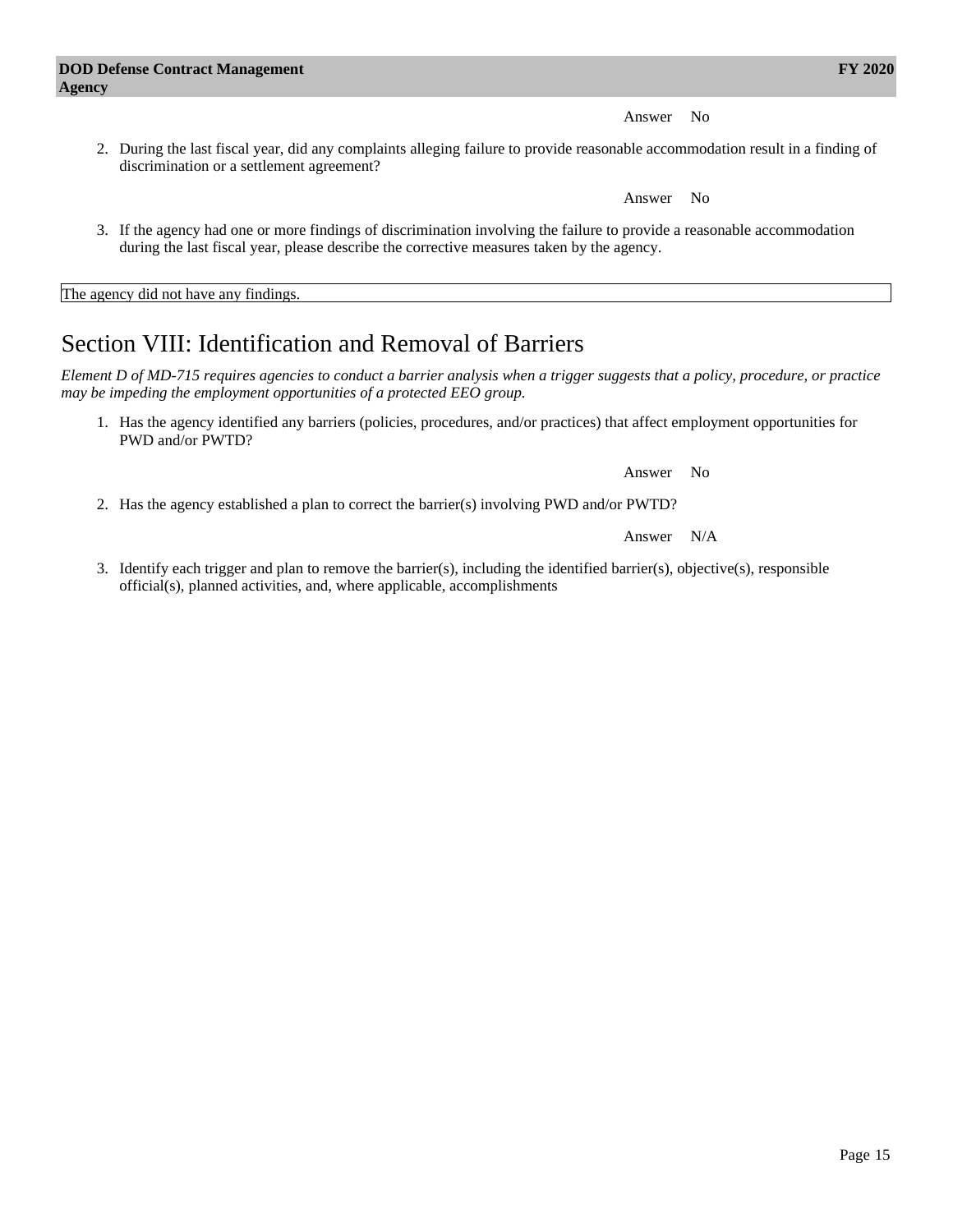Answer No

2. During the last fiscal year, did any complaints alleging failure to provide reasonable accommodation result in a finding of discrimination or a settlement agreement?

Answer No

3. If the agency had one or more findings of discrimination involving the failure to provide a reasonable accommodation during the last fiscal year, please describe the corrective measures taken by the agency.

| The agency did not have any findings. |
|---|

## Section VIII: Identification and Removal of Barriers

*Element D of MD-715 requires agencies to conduct a barrier analysis when a trigger suggests that a policy, procedure, or practice may be impeding the employment opportunities of a protected EEO group.*

1. Has the agency identified any barriers (policies, procedures, and/or practices) that affect employment opportunities for PWD and/or PWTD?

Answer No

2. Has the agency established a plan to correct the barrier(s) involving PWD and/or PWTD?

Answer N/A

3. Identify each trigger and plan to remove the barrier(s), including the identified barrier(s), objective(s), responsible official(s), planned activities, and, where applicable, accomplishments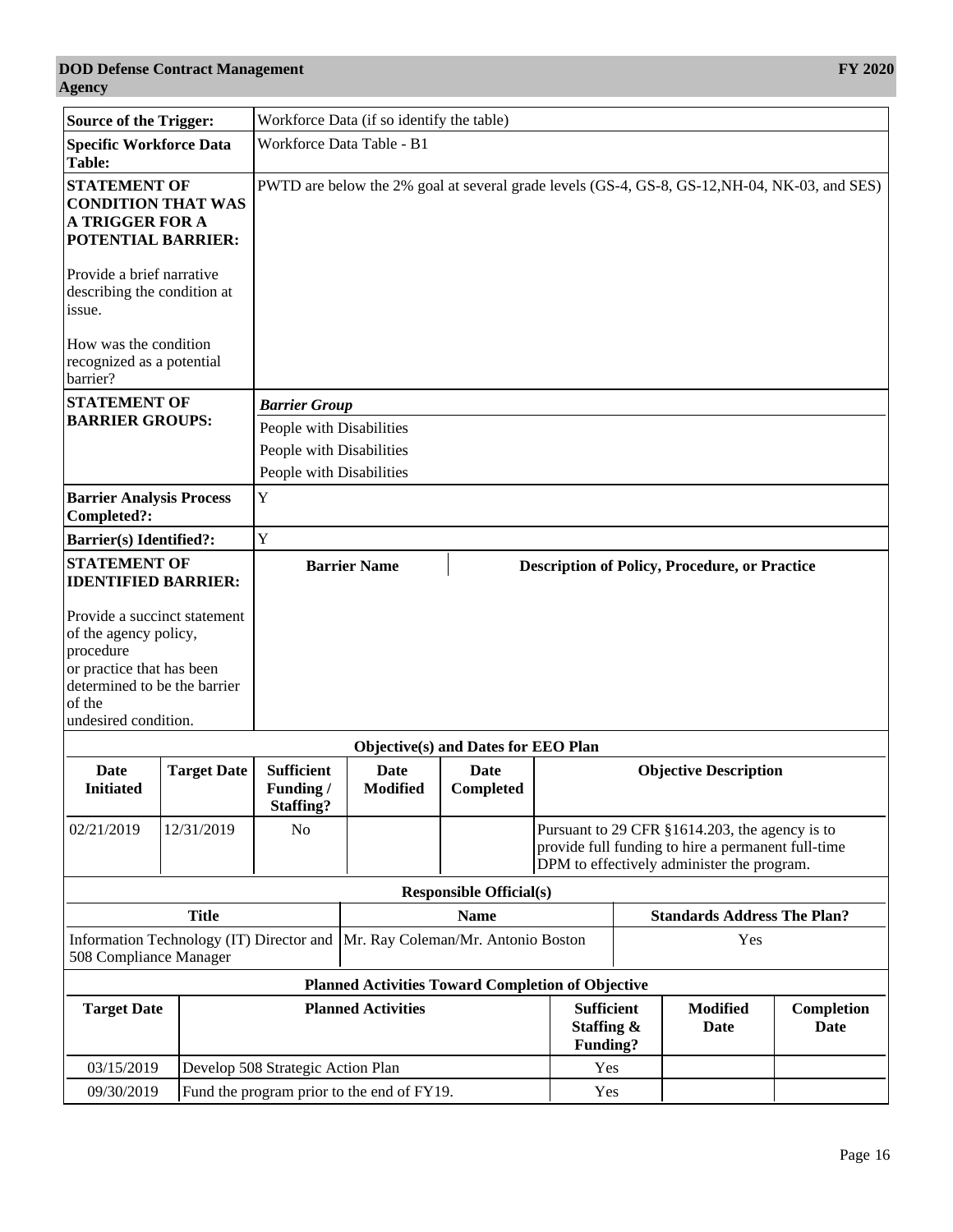| | |
|---|---|
| **Source of the Trigger:** | Workforce Data (if so identify the table) |
| **Specific Workforce Data Table:** | Workforce Data Table - B1 |
| **STATEMENT OF CONDITION THAT WAS A TRIGGER FOR A POTENTIAL BARRIER:** Provide a brief narrative describing the condition at issue. How was the condition recognized as a potential barrier? | PWTD are below the 2% goal at several grade levels (GS-4, GS-8, GS-12,NH-04, NK-03, and SES) |
| **STATEMENT OF BARRIER GROUPS:** | ***Barrier Group*** <br> People with Disabilities <br> People with Disabilities <br> People with Disabilities |
| **Barrier Analysis Process Completed?:** | Y |
| **Barrier(s) Identified?:** | Y |
| **STATEMENT OF IDENTIFIED BARRIER:** Provide a succinct statement of the agency policy, procedure or practice that has been determined to be the barrier of the undesired condition. | **Barrier Name** / **Description of Policy, Procedure, or Practice** |

**Objective(s) and Dates for EEO Plan**

| Date Initiated | Target Date | Sufficient Funding / Staffing? | Date Modified | Date Completed | Objective Description |
|---|---|---|---|---|---|
| 02/21/2019 | 12/31/2019 | No | | | Pursuant to 29 CFR §1614.203, the agency is to provide full funding to hire a permanent full-time DPM to effectively administer the program. |

**Responsible Official(s)**

| Title | Name | Standards Address The Plan? |
|---|---|---|
| Information Technology (IT) Director and 508 Compliance Manager | Mr. Ray Coleman/Mr. Antonio Boston | Yes |

**Planned Activities Toward Completion of Objective**

| Target Date | Planned Activities | Sufficient Staffing & Funding? | Modified Date | Completion Date |
|---|---|---|---|---|
| 03/15/2019 | Develop 508 Strategic Action Plan | Yes | | |
| 09/30/2019 | Fund the program prior to the end of FY19. | Yes | | |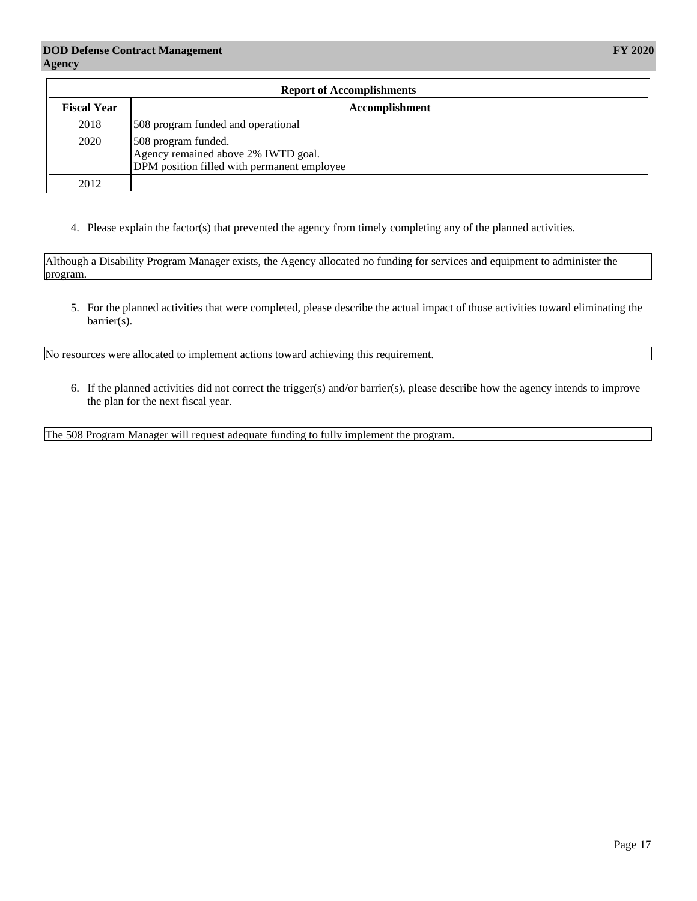| Report of Accomplishments | |
|---|---|
| **Fiscal Year** | **Accomplishment** |
| 2018 | 508 program funded and operational |
| 2020 | 508 program funded.<br>Agency remained above 2% IWTD goal.<br>DPM position filled with permanent employee |
| 2012 | |

4. Please explain the factor(s) that prevented the agency from timely completing any of the planned activities.

Although a Disability Program Manager exists, the Agency allocated no funding for services and equipment to administer the program.

5. For the planned activities that were completed, please describe the actual impact of those activities toward eliminating the barrier(s).

No resources were allocated to implement actions toward achieving this requirement.

6. If the planned activities did not correct the trigger(s) and/or barrier(s), please describe how the agency intends to improve the plan for the next fiscal year.

The 508 Program Manager will request adequate funding to fully implement the program.